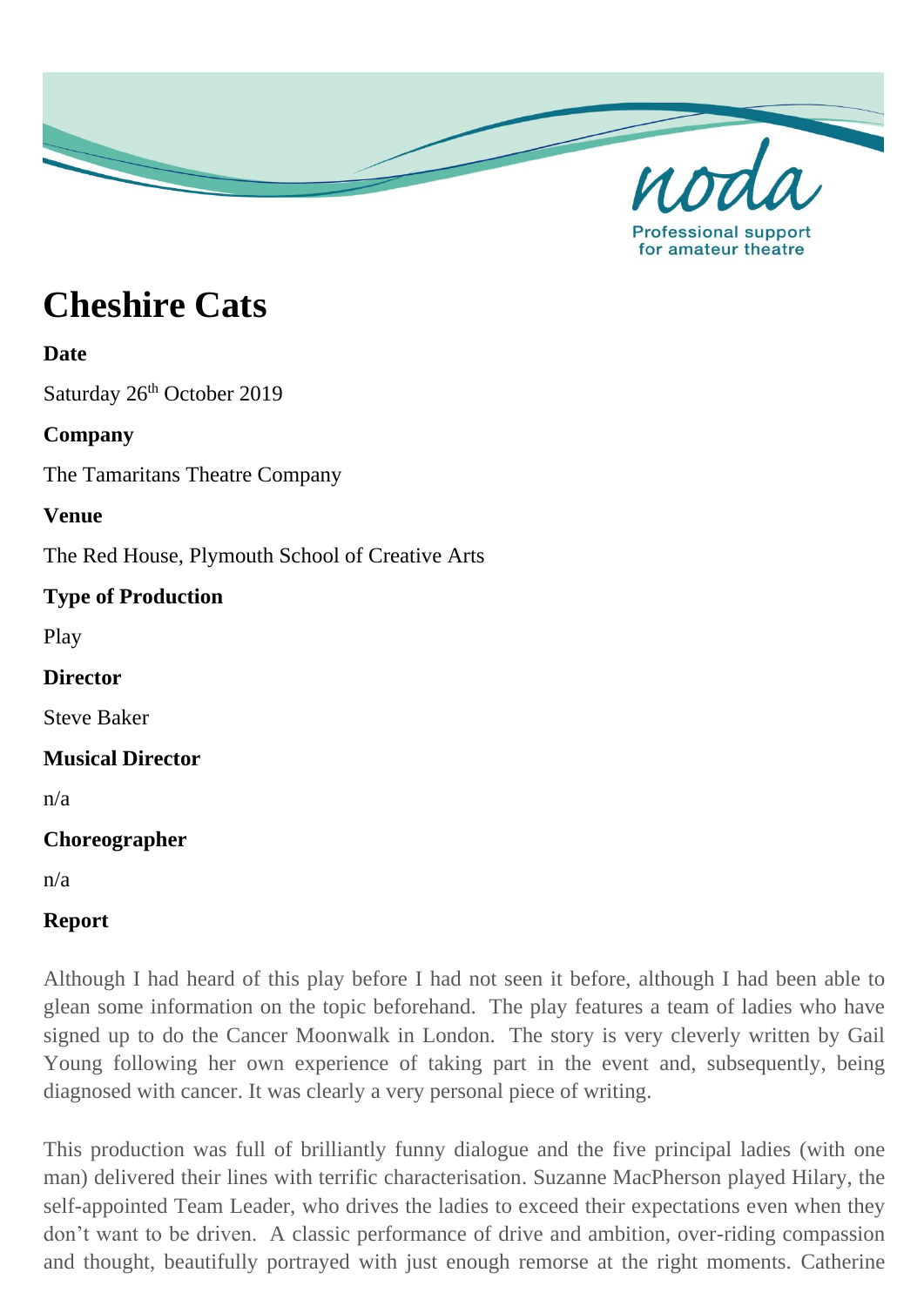# Cheshire Cats

**Date**

Saturday 26th October 2019

**Company**

The Tamaritans Theatre Company

**Venue**

The Red House, Plymouth School of Creative Arts

**Type of Production**

Play

**Director**

Steve Baker

**Musical Director**

n/a

**Choreographer**

n/a

**Report**

Although I had heard of this play before I had not seen it before, although I had been able to glean some information on the topic beforehand. The play features a team of ladies who have signed up to do the Cancer Moonwalk in London. The story is very cleverly written by Gail Young following her own experience of taking part in the event and, subsequently, being diagnosed with cancer. It was clearly a very personal piece of writing.

This production was full of brilliantly funny dialogue and the five principal ladies (with one man) delivered their lines with terrific characterisation. Suzanne MacPherson played Hilary, the self-appointed Team Leader, who drives the ladies to exceed their expectations even when they don't want to be driven. A classic performance of drive and ambition, over-riding compassion and thought, beautifully portrayed with just enough remorse at the right moments. Catherine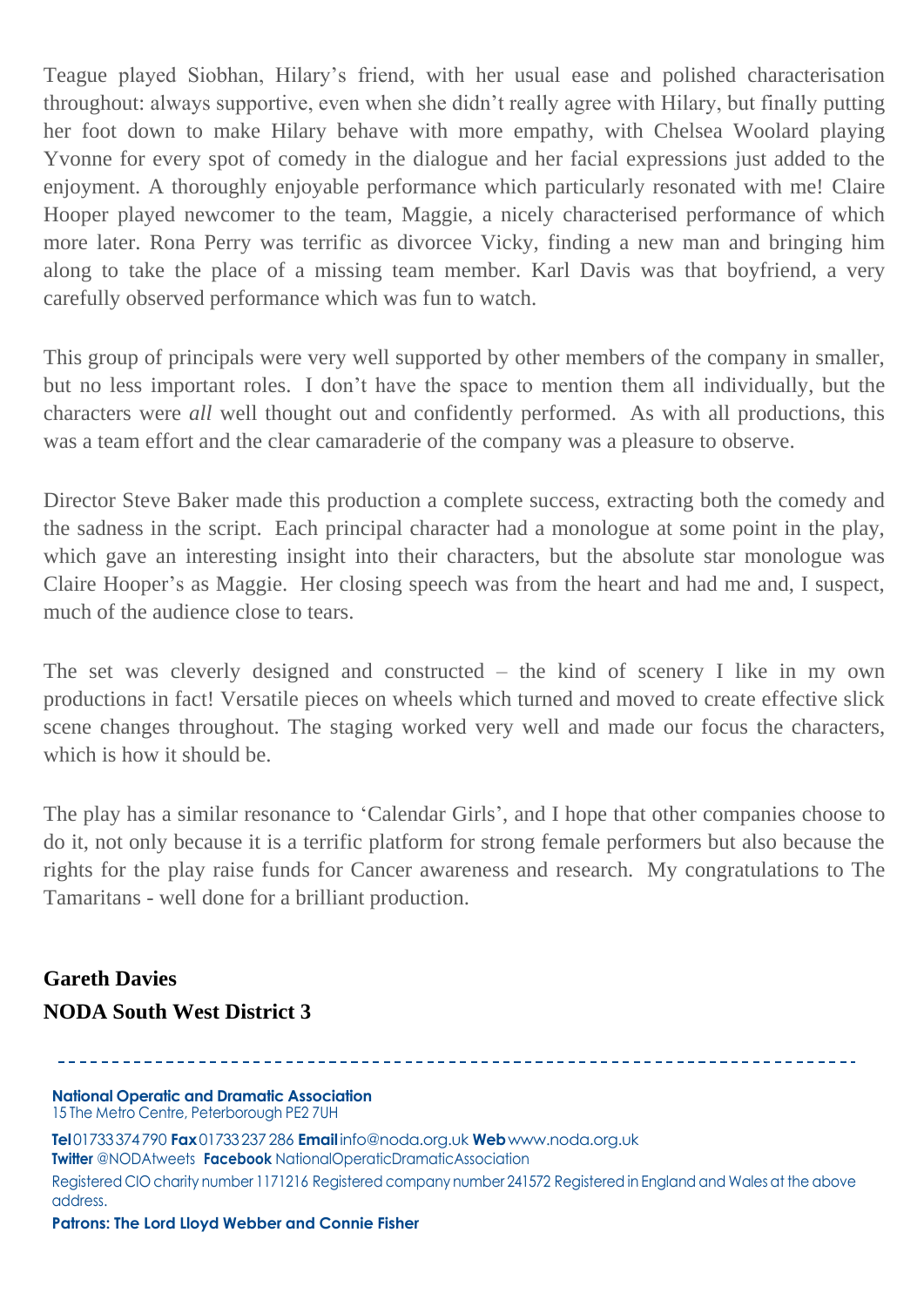Teague played Siobhan, Hilary's friend, with her usual ease and polished characterisation throughout: always supportive, even when she didn't really agree with Hilary, but finally putting her foot down to make Hilary behave with more empathy, with Chelsea Woolard playing Yvonne for every spot of comedy in the dialogue and her facial expressions just added to the enjoyment. A thoroughly enjoyable performance which particularly resonated with me! Claire Hooper played newcomer to the team, Maggie, a nicely characterised performance of which more later. Rona Perry was terrific as divorcee Vicky, finding a new man and bringing him along to take the place of a missing team member. Karl Davis was that boyfriend, a very carefully observed performance which was fun to watch.

This group of principals were very well supported by other members of the company in smaller, but no less important roles. I don't have the space to mention them all individually, but the characters were *all* well thought out and confidently performed. As with all productions, this was a team effort and the clear camaraderie of the company was a pleasure to observe.

Director Steve Baker made this production a complete success, extracting both the comedy and the sadness in the script. Each principal character had a monologue at some point in the play, which gave an interesting insight into their characters, but the absolute star monologue was Claire Hooper's as Maggie. Her closing speech was from the heart and had me and, I suspect, much of the audience close to tears.

The set was cleverly designed and constructed – the kind of scenery I like in my own productions in fact! Versatile pieces on wheels which turned and moved to create effective slick scene changes throughout. The staging worked very well and made our focus the characters, which is how it should be.

The play has a similar resonance to 'Calendar Girls', and I hope that other companies choose to do it, not only because it is a terrific platform for strong female performers but also because the rights for the play raise funds for Cancer awareness and research. My congratulations to The Tamaritans - well done for a brilliant production.

**Gareth Davies**
**NODA South West District 3**

**National Operatic and Dramatic Association**
15 The Metro Centre, Peterborough PE2 7UH

**Tel** 01733 374 790 **Fax** 01733 237 286 **Email** info@noda.org.uk **Web** www.noda.org.uk
**Twitter** @NODAtweets **Facebook** NationalOperaticDramaticAssociation
Registered CIO charity number 1171216 Registered company number 241572 Registered in England and Wales at the above address.
**Patrons: The Lord Lloyd Webber and Connie Fisher**